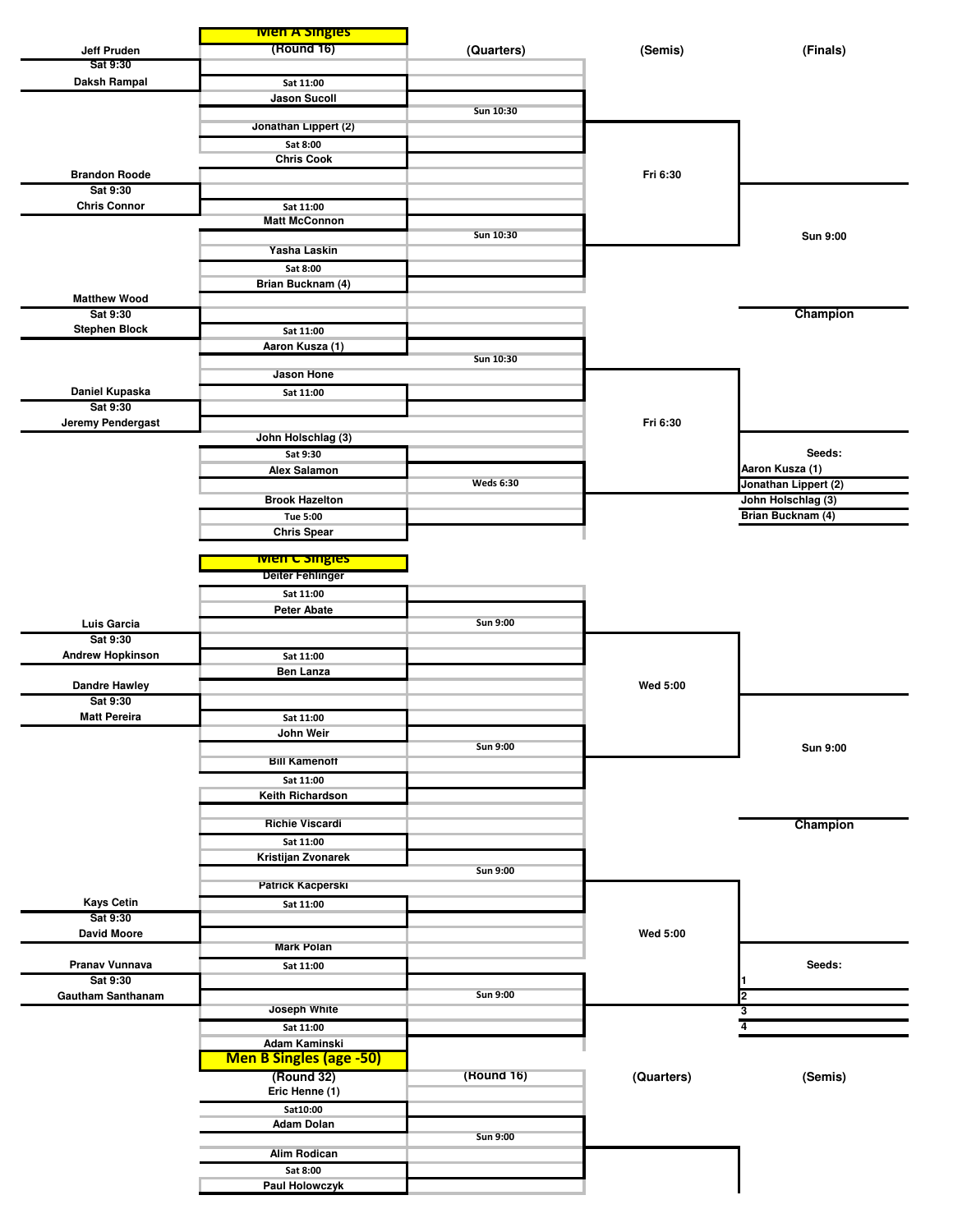# Men A Singles

**(Round 16)** | **(Quarters)** | **(Semis)** | **(Finals)**

**Preliminary round:**
- Jeff Pruden vs Daksh Rampal — Sat 9:30
- Brandon Roode vs Chris Connor — Sat 9:30
- Matthew Wood vs Stephen Block — Sat 9:30
- Daniel Kupaska vs Jeremy Pendergast — Sat 9:30

**Round 16:**
- (Pruden/Rampal winner) vs Jason Sucoll — Sat 11:00
- Jonathan Lippert (2) vs Chris Cook — Sat 8:00
- (Roode/Connor winner) vs Matt McConnon — Sat 11:00
- Yasha Laskin vs Brian Bucknam (4) — Sat 8:00
- (Wood/Block winner) vs Aaron Kusza (1) — Sat 11:00
- Jason Hone vs (Kupaska/Pendergast winner) — Sat 11:00
- John Holschlag (3) vs Alex Salamon — Sat 9:30
- Brook Hazelton vs Chris Spear — Tue 5:00

**Quarters:**
- Sun 10:30
- Sun 10:30
- Sun 10:30
- Weds 6:30

**Semis:**
- Fri 6:30
- Fri 6:30

**Finals:** Sun 9:00

**Champion**

**Seeds:**
- Aaron Kusza (1)
- Jonathan Lippert (2)
- John Holschlag (3)
- Brian Bucknam (4)

# Men C Singles

**Preliminary round:**
- Luis Garcia vs Andrew Hopkinson — Sat 9:30
- Dandre Hawley vs Matt Pereira — Sat 9:30
- Kays Cetin vs David Moore — Sat 9:30
- Pranav Vunnava vs Gautham Santhanam — Sat 9:30

**Round 16:**
- Deiter Fehlinger vs Peter Abate — Sat 11:00
- (Garcia/Hopkinson winner) vs Ben Lanza — Sat 11:00
- (Hawley/Pereira winner) vs John Weir — Sat 11:00
- Bill Kamenoff vs Keith Richardson — Sat 11:00
- Richie Viscardi vs Kristijan Zvonarek — Sat 11:00
- Patrick Kacperski vs (Cetin/Moore winner) — Sat 11:00
- Mark Polan vs (Vunnava/Santhanam winner) — Sat 11:00
- Joseph White vs Adam Kaminski — Sat 11:00

**Quarters:**
- Sun 9:00
- Sun 9:00
- Sun 9:00
- Sun 9:00

**Semis:**
- Wed 5:00
- Wed 5:00

**Finals:** Sun 9:00

**Champion**

**Seeds:**
1.
2.
3.
4.

# Men B Singles (age -50)

**(Round 32)** | **(Round 16)** | **(Quarters)** | **(Semis)**

**Round 32:**
- Eric Henne (1) vs Adam Dolan — Sat10:00
- Alim Rodican vs Paul Holowczyk — Sat 8:00

**Round 16:**
- Sun 9:00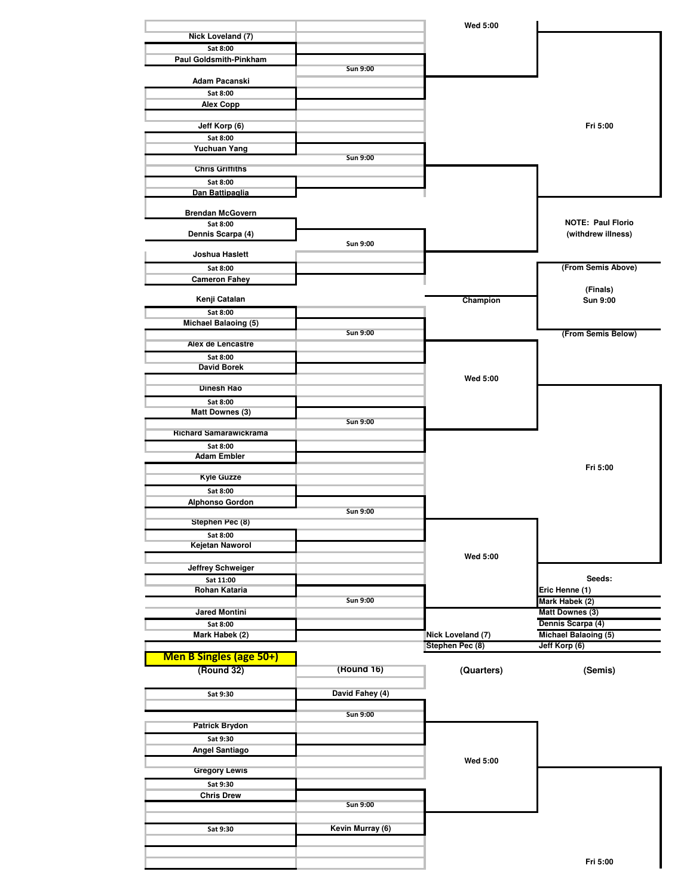## Men B Singles (age 50+) — continued from above

### Round 32 (Sat 8:00 unless noted)

| Match | Player | Time | Player |
|---|---|---|---|
| 1 | Nick Loveland (7) | Sat 8:00 | Paul Goldsmith-Pinkham |
| 2 | Adam Pacanski | Sat 8:00 | Alex Copp |
| 3 | Jeff Korp (6) | Sat 8:00 | Yuchuan Yang |
| 4 | Chris Griffiths | Sat 8:00 | Dan Battipaglia |
| 5 | Brendan McGovern | Sat 8:00 | Dennis Scarpa (4) |
| 6 | Joshua Haslett | Sat 8:00 | Cameron Fahey |
| 7 | Kenji Catalan | Sat 8:00 | Michael Balaoing (5) |
| 8 | Alex de Lencastre | Sat 8:00 | David Borek |
| 9 | Dinesh Rao | Sat 8:00 | Matt Downes (3) |
| 10 | Richard Samarawickrama | Sat 8:00 | Adam Embler |
| 11 | Kyle Guzze | Sat 8:00 | Alphonso Gordon |
| 12 | Stephen Pec (8) | Sat 8:00 | Kejetan Naworol |
| 13 | Jeffrey Schweiger | Sat 11:00 | Rohan Kataria |
| 14 | Jared Montini | Sat 8:00 | Mark Habek (2) |

### Round 16
Sun 9:00 (all matches)

### Quarters
Wed 5:00

Nick Loveland (7)
Stephen Pec (8)

### Semis
Fri 5:00

NOTE: Paul Florio (withdrew illness)

### Finals
(From Semis Above)

(Finals) Sun 9:00

(From Semis Below)

Champion

### Seeds:
- Eric Henne (1)
- Mark Habek (2)
- Matt Downes (3)
- Dennis Scarpa (4)
- Michael Balaoing (5)
- Jeff Korp (6)

## Men B Singles (age 50+)

| (Round 32) | (Round 16) | (Quarters) | (Semis) |
|---|---|---|---|
| Sat 9:30 | David Fahey (4) | Wed 5:00 | Fri 5:00 |
| Patrick Brydon — Sat 9:30 — Angel Santiago | Sun 9:00 | | |
| Gregory Lewis — Sat 9:30 — Chris Drew | Sun 9:00 | | |
| Sat 9:30 | Kevin Murray (6) | | |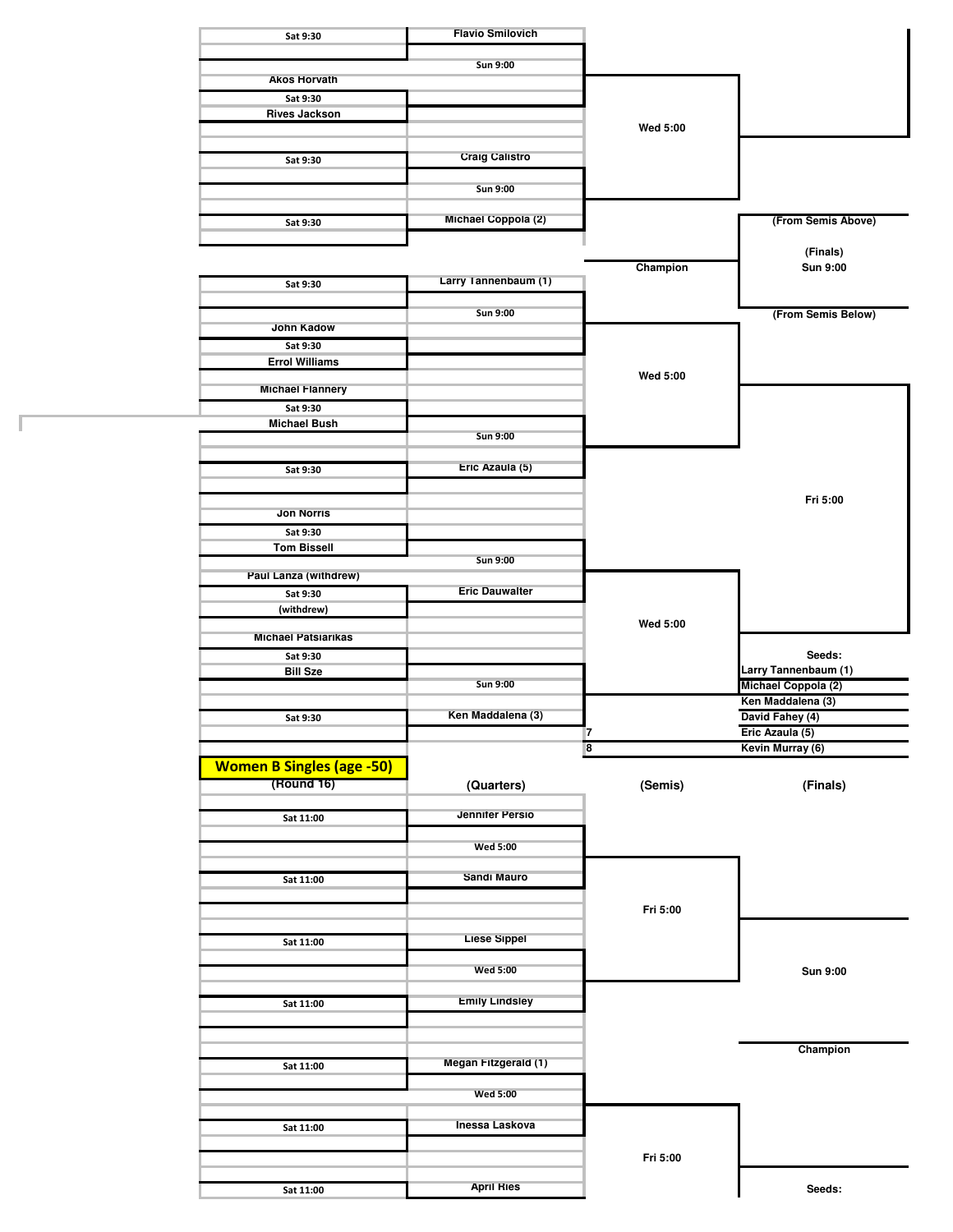## (Men's bracket, continued)

### (Round 16)

- Sat 9:30
- Akos Horvath — Sat 9:30 — Rives Jackson
- Sat 9:30
- Sat 9:30
- Sat 9:30
- John Kadow — Sat 9:30 — Errol Williams
- Michael Flannery — Sat 9:30 — Michael Bush
- Sat 9:30
- Jon Norris — Sat 9:30 — Tom Bissell
- Paul Lanza (withdrew) — Sat 9:30 — (withdrew)
- Michael Patsiarikas — Sat 9:30 — Bill Sze
- Sat 9:30

### (Quarters)

- Flavio Smilovich — Sun 9:00
- Craig Calistro — Sun 9:00 — Michael Coppola (2)
- Larry Tannenbaum (1) — Sun 9:00
- Sun 9:00 — Eric Azaula (5)
- Sun 9:00 — Eric Dauwalter
- Sun 9:00 — Ken Maddalena (3)

### (Semis)

- Wed 5:00
- Wed 5:00
- Wed 5:00
- 7
- 8

### (Finals)

- (From Semis Above)
- (Finals) Sun 9:00
- (From Semis Below)
- Fri 5:00
- Champion

**Seeds:**

- Larry Tannenbaum (1)
- Michael Coppola (2)
- Ken Maddalena (3)
- David Fahey (4)
- Eric Azaula (5)
- Kevin Murray (6)

## Women B Singles (age -50)

| (Round 16) | (Quarters) | (Semis) | (Finals) |
|---|---|---|---|
| Sat 11:00 | Jennifer Persio | | |
| | Wed 5:00 | | |
| Sat 11:00 | Sandi Mauro | Fri 5:00 | |
| Sat 11:00 | Liese Sippel | | Sun 9:00 |
| | Wed 5:00 | | |
| Sat 11:00 | Emily Lindsley | | |
| | | | Champion |
| Sat 11:00 | Megan Fitzgerald (1) | | |
| | Wed 5:00 | | |
| Sat 11:00 | Inessa Laskova | Fri 5:00 | |
| Sat 11:00 | April Ries | | Seeds: |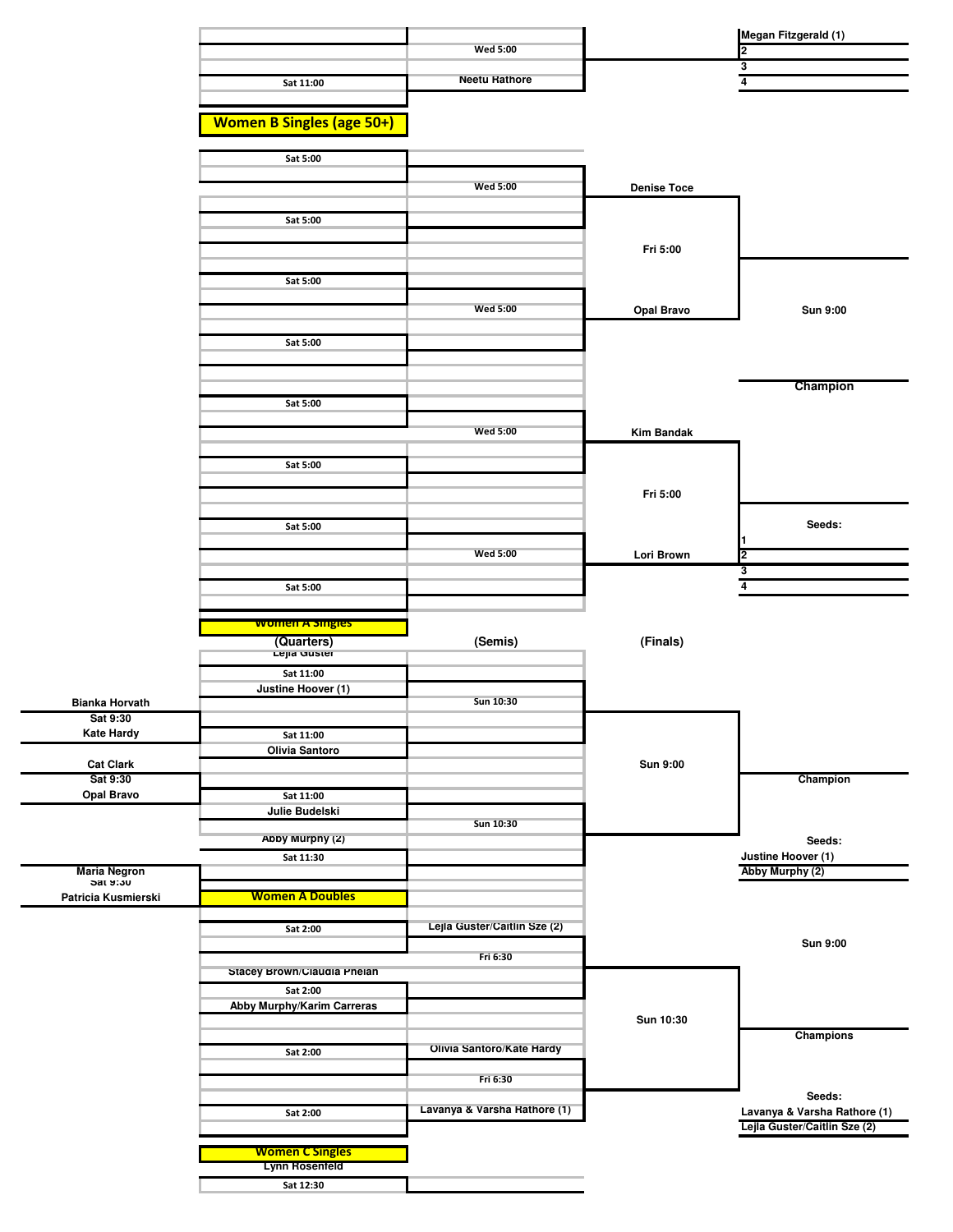Sat 11:00

Wed 5:00

Neetu Rathore

Megan Fitzgerald (1)
2
3
4

## Women B Singles (age 50+)

Sat 5:00

Wed 5:00

Denise Toce

Sat 5:00

Fri 5:00

Sat 5:00

Wed 5:00

Opal Bravo

Sun 9:00

Sat 5:00

Champion

Sat 5:00

Wed 5:00

Kim Bandak

Sat 5:00

Fri 5:00

Seeds:

Sat 5:00

1
2
3
4

Wed 5:00

Lori Brown

Sat 5:00

## Women A Singles

(Quarters) | (Semis) | (Finals)

Lejla Guster

Sat 11:00

Justine Hoover (1)

Bianka Horvath
Sat 9:30
Kate Hardy

Sun 10:30

Sat 11:00

Olivia Santoro

Cat Clark
Sat 9:30
Opal Bravo

Sun 9:00

Champion

Sat 11:00

Julie Budelski

Sun 10:30

Abby Murphy (2)

Sat 11:30

Seeds:
Justine Hoover (1)
Abby Murphy (2)

Maria Negron
Sat 9:30
Patricia Kusmierski

## Women A Doubles

Sat 2:00

Lejla Guster/Caitlin Sze (2)

Fri 6:30

Sun 9:00

Stacey Brown/Claudia Phelan

Sat 2:00

Abby Murphy/Karim Carreras

Sun 10:30

Champions

Sat 2:00

Olivia Santoro/Kate Hardy

Fri 6:30

Seeds:
Lavanya & Varsha Rathore (1)
Lejla Guster/Caitlin Sze (2)

Sat 2:00

Lavanya & Varsha Rathore (1)

## Women C Singles

Lynn Rosenfeld

Sat 12:30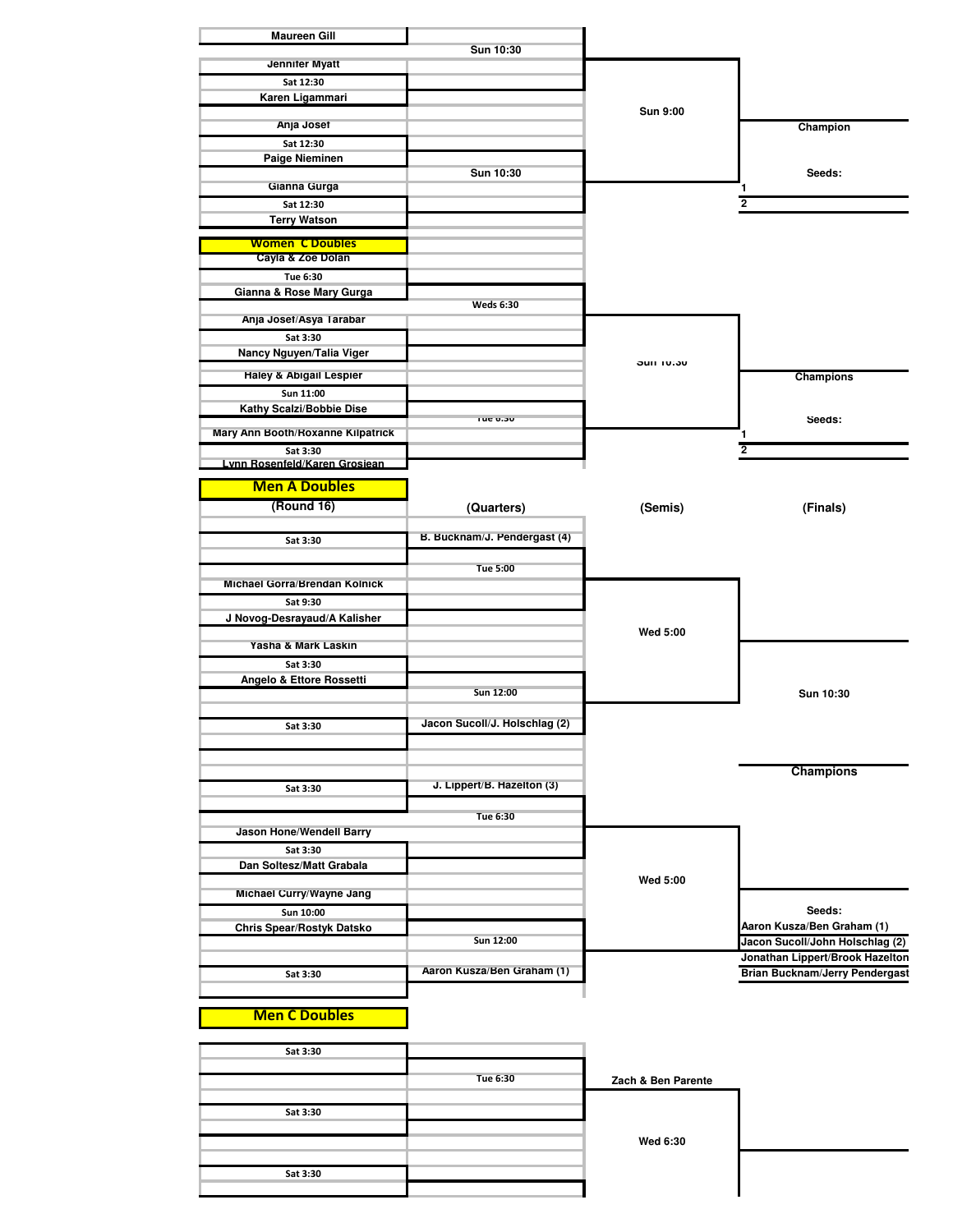## (Women's bracket, continued)

| Round 1 | Quarters | Semis | Finals |
|---|---|---|---|
| Maureen Gill | | | |
| | Sun 10:30 | | |
| Jennifer Myatt | | | |
| Sat 12:30 | | | |
| Karen Ligammari | | | |
| | | Sun 9:00 | Champion |
| Anja Josef | | | |
| Sat 12:30 | | | |
| Paige Nieminen | | | |
| | Sun 10:30 | | Seeds: |
| Gianna Gurga | | | 1 |
| Sat 12:30 | | | 2 |
| Terry Watson | | | |

## Women C Doubles

| Round 1 | Quarters | Semis | Finals |
|---|---|---|---|
| Cayla & Zoe Dolan | | | |
| Tue 6:30 | | | |
| Gianna & Rose Mary Gurga | | | |
| | Weds 6:30 | | |
| Anja Josef/Asya Tarabar | | | |
| Sat 3:30 | | | |
| Nancy Nguyen/Talia Viger | | | |
| | | Sun 10:30 | Champions |
| Haley & Abigail Lespier | | | |
| Sun 11:00 | | | |
| Kathy Scalzi/Bobbie Dise | | | |
| | Tue 6:30 | | Seeds: |
| Mary Ann Booth/Roxanne Kilpatrick | | | 1 |
| Sat 3:30 | | | 2 |
| Lynn Rosenfeld/Karen Grosjean | | | |

## Men A Doubles

| (Round 16) | (Quarters) | (Semis) | (Finals) |
|---|---|---|---|
| | | | |
| Sat 3:30 | B. Bucknam/J. Pendergast (4) | | |
| | | | |
| | Tue 5:00 | | |
| Michael Gorra/Brendan Kolnick | | | |
| Sat 9:30 | | | |
| J Novog-Desrayaud/A Kalisher | | | |
| | | Wed 5:00 | |
| Yasha & Mark Laskin | | | |
| Sat 3:30 | | | |
| Angelo & Ettore Rossetti | | | |
| | Sun 12:00 | | Sun 10:30 |
| | | | |
| Sat 3:30 | Jacon Sucoll/J. Holschlag (2) | | |
| | | | |
| | | | Champions |
| Sat 3:30 | J. Lippert/B. Hazelton (3) | | |
| | | | |
| | Tue 6:30 | | |
| Jason Hone/Wendell Barry | | | |
| Sat 3:30 | | | |
| Dan Soltesz/Matt Grabala | | | |
| | | Wed 5:00 | |
| Michael Curry/Wayne Jang | | | |
| Sun 10:00 | | | Seeds: |
| Chris Spear/Rostyk Datsko | | | Aaron Kusza/Ben Graham (1) |
| | Sun 12:00 | | Jacon Sucoll/John Holschlag (2) |
| | | | Jonathan Lippert/Brook Hazelton |
| Sat 3:30 | Aaron Kusza/Ben Graham (1) | | Brian Bucknam/Jerry Pendergast |

## Men C Doubles

| Round 1 | Quarters | Semis | Finals |
|---|---|---|---|
| Sat 3:30 | | | |
| | | | |
| | Tue 6:30 | Zach & Ben Parente | |
| | | | |
| Sat 3:30 | | | |
| | | | |
| | | Wed 6:30 | |
| | | | |
| Sat 3:30 | | | |
| | | | |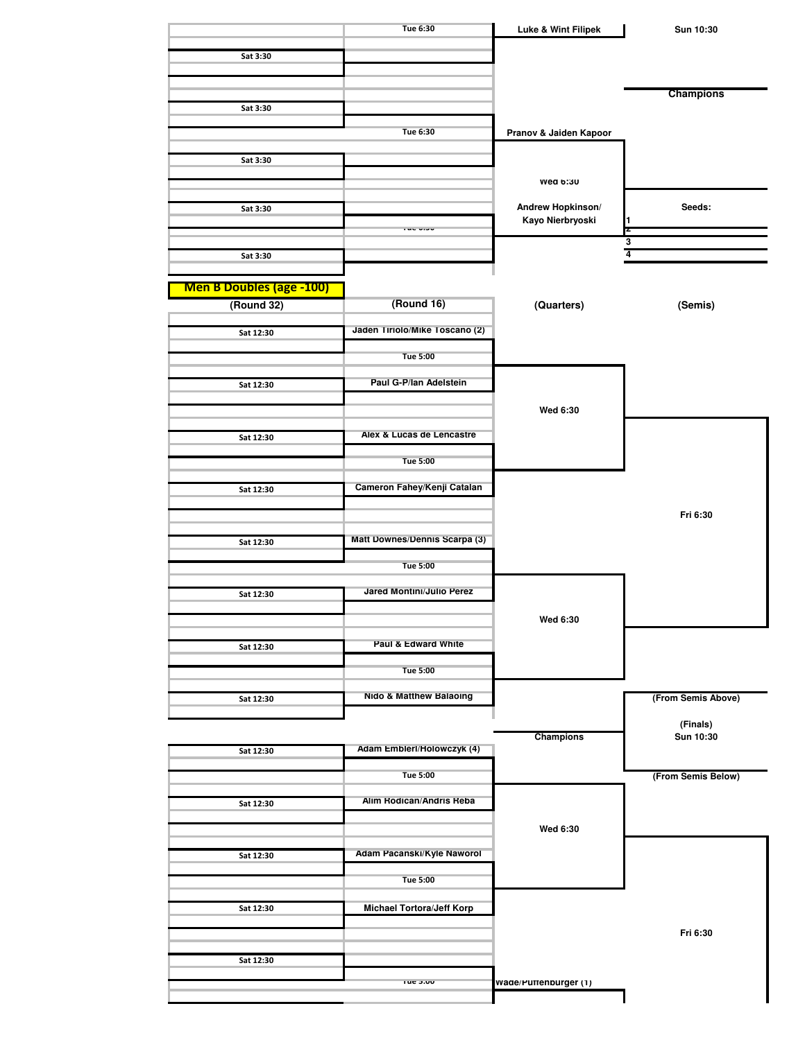## (Continued from previous bracket)

| (Round 32) | (Round 16) | (Quarters) | (Semis) |
|---|---|---|---|
| | Tue 6:30 | Luke & Wint Filipek | Sun 10:30 |
| Sat 3:30 | | | |
| | | | Champions |
| Sat 3:30 | | | |
| | Tue 6:30 | Pranov & Jaiden Kapoor | |
| Sat 3:30 | | | |
| | | Wed 6:30 | |
| Sat 3:30 | | Andrew Hopkinson/ Kayo Nierbryoski | Seeds: |
| | Tue 6:30 | | 1 |
| | | | 2 |
| | | | 3 |
| Sat 3:30 | | | 4 |

## Men B Doubles (age -100)

| (Round 32) | (Round 16) | (Quarters) | (Semis) |
|---|---|---|---|
| Sat 12:30 | Jaden Tiriolo/Mike Toscano (2) | | |
| | Tue 5:00 | | |
| Sat 12:30 | Paul G-P/Ian Adelstein | | |
| | | Wed 6:30 | |
| Sat 12:30 | Alex & Lucas de Lencastre | | |
| | Tue 5:00 | | |
| Sat 12:30 | Cameron Fahey/Kenji Catalan | | |
| | | | Fri 6:30 |
| Sat 12:30 | Matt Downes/Dennis Scarpa (3) | | |
| | Tue 5:00 | | |
| Sat 12:30 | Jared Montini/Julio Perez | | |
| | | Wed 6:30 | |
| Sat 12:30 | Paul & Edward White | | |
| | Tue 5:00 | | |
| Sat 12:30 | Nido & Matthew Balaoing | | (From Semis Above) |
| | | Champions | (Finals) Sun 10:30 |
| Sat 12:30 | Adam Embleri/Holowczyk (4) | | |
| | Tue 5:00 | | (From Semis Below) |
| Sat 12:30 | Alim Rodican/Andris Reba | | |
| | | Wed 6:30 | |
| Sat 12:30 | Adam Pacanski/Kyle Naworol | | |
| | Tue 5:00 | | |
| Sat 12:30 | Michael Tortora/Jeff Korp | | |
| | | | Fri 6:30 |
| Sat 12:30 | | | |
| | Tue 5:00 | Wade/Puffenburger (1) | |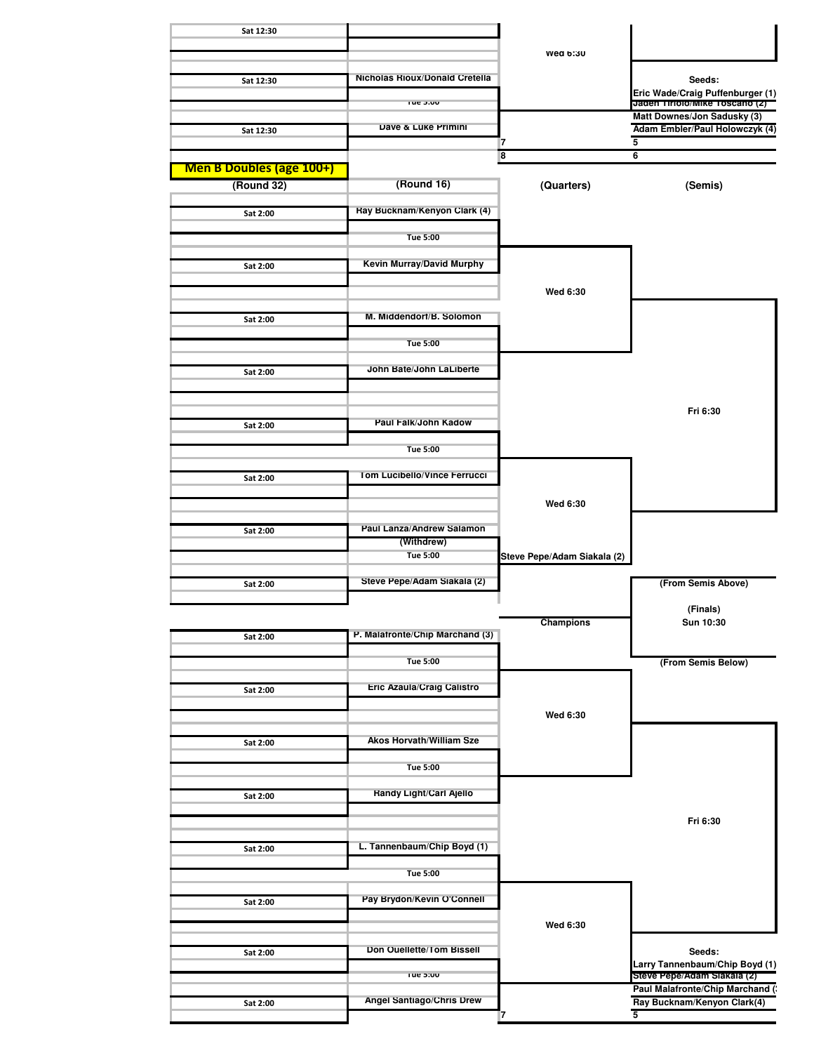| Sat 12:30 | | | |
|---|---|---|---|
| | | Wed 6:30 | |
| Sat 12:30 | Nicholas Rioux/Donald Cretella | | **Seeds:** |
| | Tue 5:00 | | Eric Wade/Craig Puffenburger (1) |
| | | | Jaden Tiriolo/Mike Toscano (2) |
| | | | Matt Downes/Jon Sadusky (3) |
| Sat 12:30 | Dave & Luke Primini | | Adam Embler/Paul Holowczyk (4) |
| | | 7 | 5 |
| | | 8 | 6 |

## Men B Doubles (age 100+)

| (Round 32) | (Round 16) | (Quarters) | (Semis) |
|---|---|---|---|
| Sat 2:00 | Ray Bucknam/Kenyon Clark (4) | | |
| | Tue 5:00 | | |
| Sat 2:00 | Kevin Murray/David Murphy | | |
| | | Wed 6:30 | |
| Sat 2:00 | M. Middendorf/B. Solomon | | |
| | Tue 5:00 | | |
| Sat 2:00 | John Bate/John LaLiberte | | |
| | | | Fri 6:30 |
| Sat 2:00 | Paul Falk/John Kadow | | |
| | Tue 5:00 | | |
| Sat 2:00 | Tom Lucibello/Vince Ferrucci | | |
| | | Wed 6:30 | |
| Sat 2:00 | Paul Lanza/Andrew Salamon (Withdrew) | | |
| | Tue 5:00 | Steve Pepe/Adam Siakala (2) | |
| Sat 2:00 | Steve Pepe/Adam Siakala (2) | | (From Semis Above) |
| | | | (Finals) |
| | | Champions | Sun 10:30 |
| Sat 2:00 | P. Malafronte/Chip Marchand (3) | | |
| | Tue 5:00 | | (From Semis Below) |
| Sat 2:00 | Eric Azaula/Craig Calistro | | |
| | | Wed 6:30 | |
| Sat 2:00 | Akos Horvath/William Sze | | |
| | Tue 5:00 | | |
| Sat 2:00 | Randy Light/Carl Ajello | | |
| | | | Fri 6:30 |
| Sat 2:00 | L. Tannenbaum/Chip Boyd (1) | | |
| | Tue 5:00 | | |
| Sat 2:00 | Pay Brydon/Kevin O'Connell | | |
| | | Wed 6:30 | |
| Sat 2:00 | Don Ouellette/Tom Bissell | | **Seeds:** |
| | Tue 5:00 | | Larry Tannenbaum/Chip Boyd (1) |
| | | | Steve Pepe/Adam Siakala (2) |
| | | | Paul Malafronte/Chip Marchand (3) |
| Sat 2:00 | Angel Santiago/Chris Drew | | Ray Bucknam/Kenyon Clark(4) |
| | | 7 | 5 |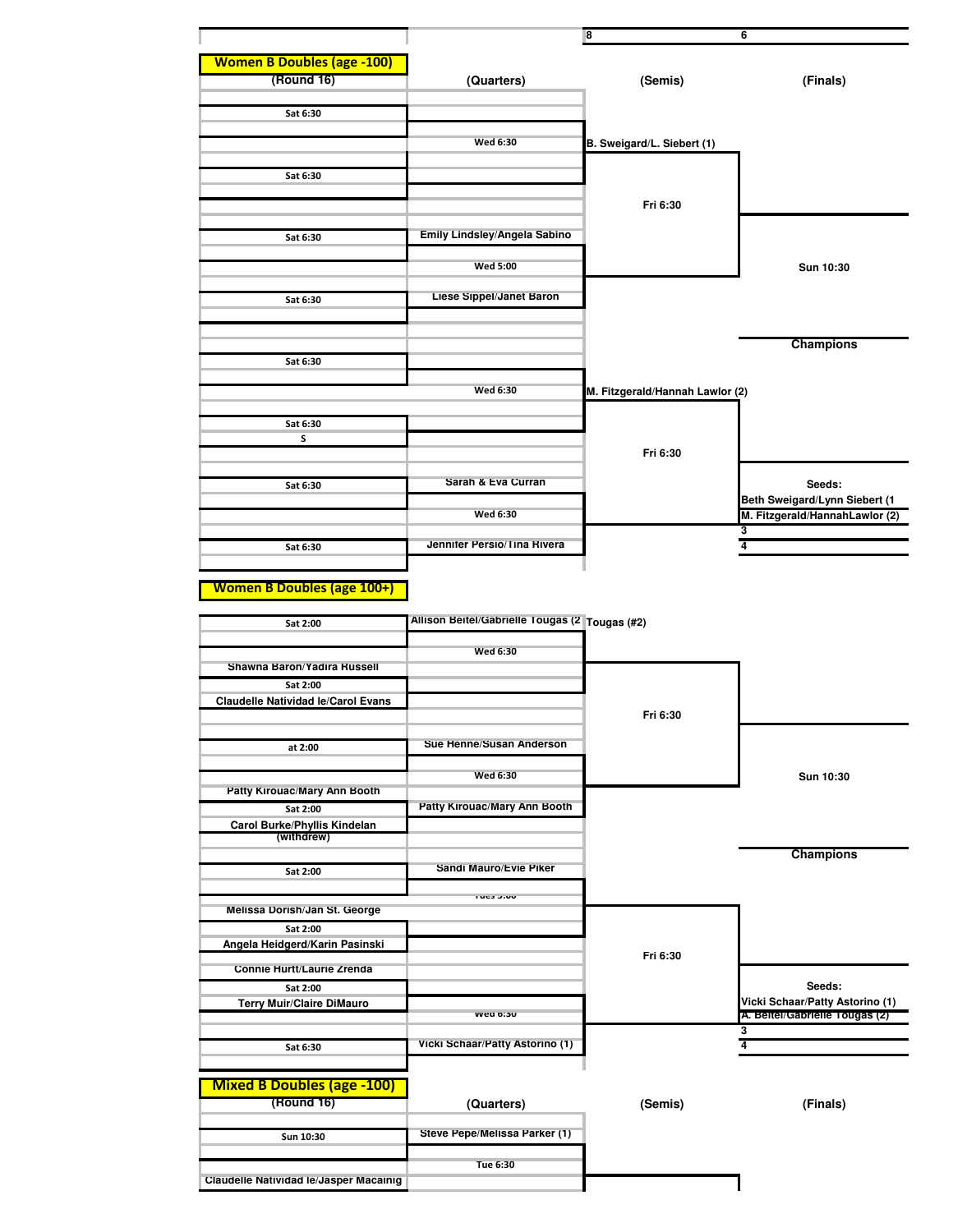| | | 8 | 6 |
|---|---|---|---|

## Women B Doubles (age -100)

| (Round 16) | (Quarters) | (Semis) | (Finals) |
|---|---|---|---|
| Sat 6:30 | | | |
| | Wed 6:30 | B. Sweigard/L. Siebert (1) | |
| Sat 6:30 | | | |
| | | Fri 6:30 | |
| Sat 6:30 | Emily Lindsley/Angela Sabino | | |
| | Wed 5:00 | | Sun 10:30 |
| Sat 6:30 | Liese Sippel/Janet Baron | | |
| | | | Champions |
| Sat 6:30 | | | |
| | Wed 6:30 | M. Fitzgerald/Hannah Lawlor (2) | |
| Sat 6:30 S | | | |
| | | Fri 6:30 | |
| Sat 6:30 | Sarah & Eva Curran | | Seeds: |
| | | | Beth Sweigard/Lynn Siebert (1 |
| | Wed 6:30 | | M. Fitzgerald/HannahLawlor (2) |
| | | | 3 |
| Sat 6:30 | Jennifer Persio/Tina Rivera | | 4 |

## Women B Doubles (age 100+)

| (Round 16) | (Quarters) | (Semis) | (Finals) |
|---|---|---|---|
| Sat 2:00 | Allison Beitel/Gabrielle Tougas (2 | Tougas (#2) | |
| | Wed 6:30 | | |
| Shawna Baron/Yadira Russell | | | |
| Sat 2:00 | | | |
| Claudelle Natividad le/Carol Evans | | | |
| | | Fri 6:30 | |
| at 2:00 | Sue Henne/Susan Anderson | | |
| | Wed 6:30 | | Sun 10:30 |
| Patty Kirouac/Mary Ann Booth | | | |
| Sat 2:00 | Patty Kirouac/Mary Ann Booth | | |
| Carol Burke/Phyllis Kindelan (withdrew) | | | |
| | | | Champions |
| Sat 2:00 | Sandi Mauro/Evie Piker | | |
| | Tues 5:00 | | |
| Melissa Dorish/Jan St. George | | | |
| Sat 2:00 | | | |
| Angela Heidgerd/Karin Pasinski | | | |
| | | Fri 6:30 | |
| Connie Hurtt/Laurie Zrenda | | | |
| Sat 2:00 | | | Seeds: |
| Terry Muir/Claire DiMauro | | | Vicki Schaar/Patty Astorino (1) |
| | Wed 6:30 | | A. Beitel/Gabrielle Tougas (2) |
| | | | 3 |
| Sat 6:30 | Vicki Schaar/Patty Astorino (1) | | 4 |

## Mixed B Doubles (age -100)

| (Round 16) | (Quarters) | (Semis) | (Finals) |
|---|---|---|---|
| Sun 10:30 | Steve Pepe/Melissa Parker (1) | | |
| | Tue 6:30 | | |
| Claudelle Natividad le/Jasper Macainig | | | |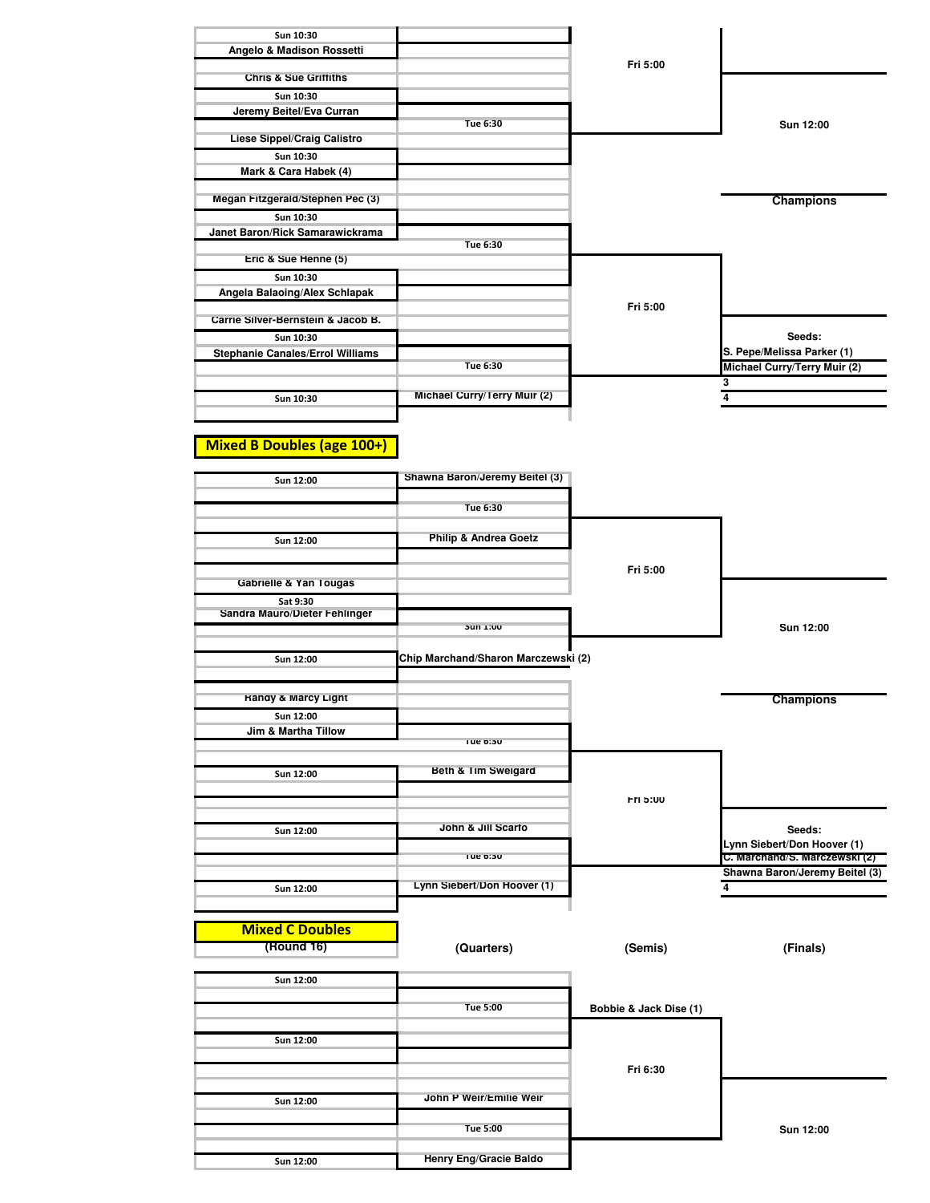## (Continued bracket)

**Round 16**

- Sun 10:30
- Angelo & Madison Rossetti
- Chris & Sue Griffiths
- Sun 10:30
- Jeremy Beitel/Eva Curran
- Liese Sippel/Craig Calistro
- Sun 10:30
- Mark & Cara Habek (4)
- Megan Fitzgerald/Stephen Pec (3)
- Sun 10:30
- Janet Baron/Rick Samarawickrama
- Eric & Sue Henne (5)
- Sun 10:30
- Angela Balaoing/Alex Schlapak
- Carrie Silver-Bernstein & Jacob B.
- Sun 10:30
- Stephanie Canales/Errol Williams
- Sun 10:30

**Quarters**

- Tue 6:30
- Tue 6:30
- Tue 6:30
- Michael Curry/Terry Muir (2)

**Semis**

- Fri 5:00
- Fri 5:00

**Finals**

- Sun 12:00

**Champions**

**Seeds:**

1. S. Pepe/Melissa Parker (1)
2. Michael Curry/Terry Muir (2)
3. 3
4. 4

## Mixed B Doubles (age 100+)

**Round 16**

- Sun 12:00
- Sun 12:00
- Gabrielle & Yan Tougas
- Sat 9:30
- Sandra Mauro/Dieter Fehlinger
- Sun 12:00
- Randy & Marcy Light
- Sun 12:00
- Jim & Martha Tillow
- Sun 12:00
- Sun 12:00
- Sun 12:00

**Quarters**

- Shawna Baron/Jeremy Beitel (3)
- Tue 6:30
- Philip & Andrea Goetz
- Sun 1:00
- Chip Marchand/Sharon Marczewski (2)
- Tue 6:30
- Beth & Tim Sweigard
- John & Jill Scarfo
- Tue 6:30
- Lynn Siebert/Don Hoover (1)

**Semis**

- Fri 5:00
- Fri 5:00

**Finals**

- Sun 12:00

**Champions**

**Seeds:**

1. Lynn Siebert/Don Hoover (1)
2. C. Marchand/S. Marczewski (2)
3. Shawna Baron/Jeremy Beitel (3)
4. 4

## Mixed C Doubles

| (Round 16) | (Quarters) | (Semis) | (Finals) |
|---|---|---|---|
| Sun 12:00 | Tue 5:00 | Bobbie & Jack Dise (1) | Sun 12:00 |
| Sun 12:00 | | Fri 6:30 | |
| Sun 12:00 | John P Weir/Emilie Weir | | |
| | Tue 5:00 | | |
| Sun 12:00 | Henry Eng/Gracie Baldo | | |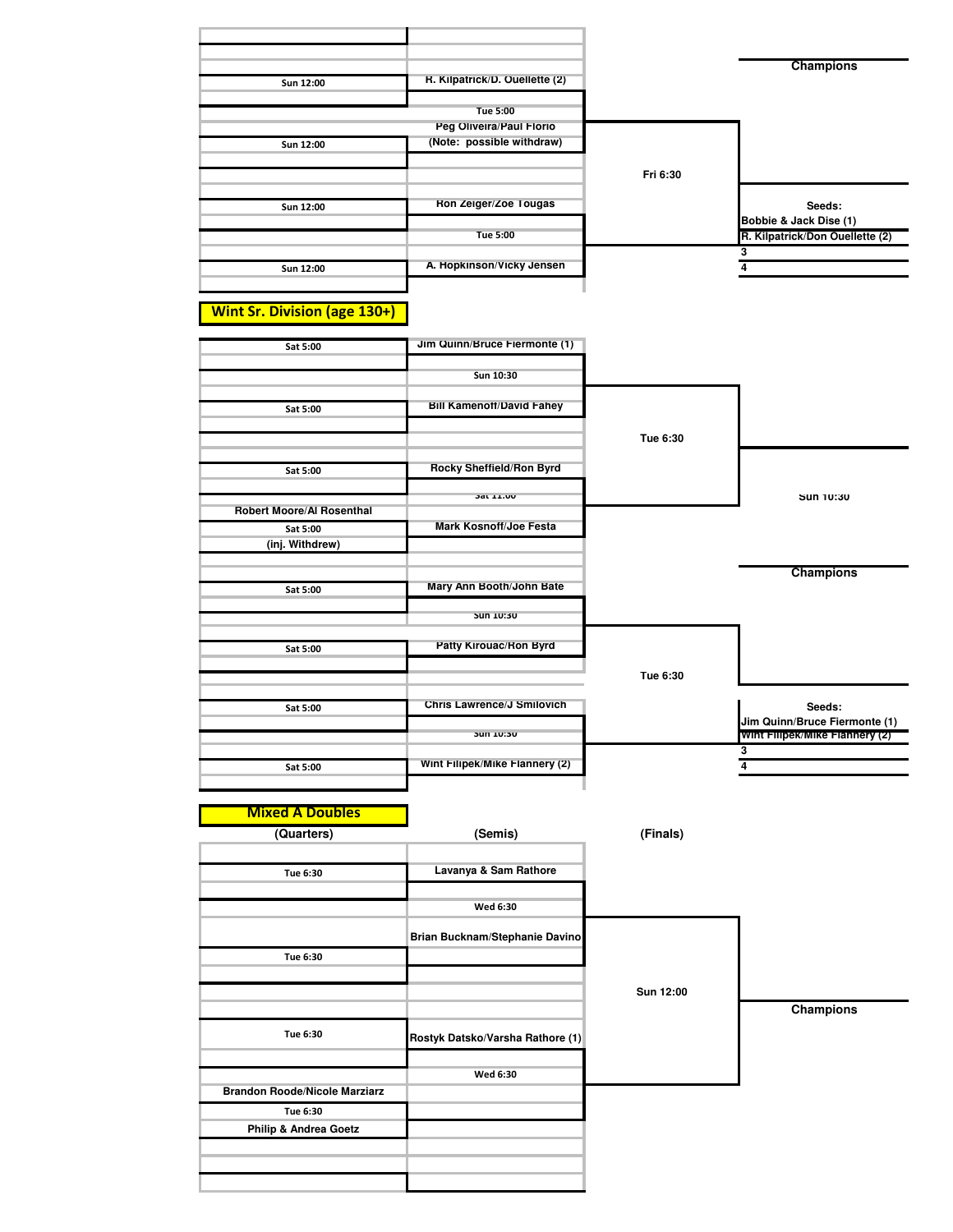## (Bracket continued from previous page)

| Round 1 | Semis | Finals |
| --- | --- | --- |
| Sun 12:00 | R. Kilpatrick/D. Ouellette (2) | |
| | Tue 5:00 | |
| Sun 12:00 | Peg Oliveira/Paul Florio (Note: possible withdraw) | Fri 6:30 |
| Sun 12:00 | Ron Zeiger/Zoe Tougas | |
| | Tue 5:00 | |
| Sun 12:00 | A. Hopkinson/Vicky Jensen | |

**Champions**

**Seeds:**
- Bobbie & Jack Dise (1)
- R. Kilpatrick/Don Ouellette (2)
- 3
- 4

## Wint Sr. Division (age 130+)

| Round 1 | Quarters | Semis | Finals |
| --- | --- | --- | --- |
| Sat 5:00 | Jim Quinn/Bruce Fiermonte (1) | | |
| | Sun 10:30 | Tue 6:30 | |
| Sat 5:00 | Bill Kamenoff/David Fahey | | |
| Sat 5:00 | Rocky Sheffield/Ron Byrd | | Sun 10:30 |
| | Sat 11:00 | | |
| Robert Moore/Al Rosenthal — Sat 5:00 — (inj. Withdrew) | Mark Kosnoff/Joe Festa | | |
| Sat 5:00 | Mary Ann Booth/John Bate | | |
| | Sun 10:30 | Tue 6:30 | |
| Sat 5:00 | Patty Kirouac/Ron Byrd | | |
| Sat 5:00 | Chris Lawrence/J Smilovich | | |
| | Sun 10:30 | | |
| Sat 5:00 | Wint Filipek/Mike Flannery (2) | | |

**Champions**

**Seeds:**
- Jim Quinn/Bruce Fiermonte (1)
- Wint Filipek/Mike Flannery (2)
- 3
- 4

## Mixed A Doubles

| (Quarters) | (Semis) | (Finals) |
| --- | --- | --- |
| Tue 6:30 | Lavanya & Sam Rathore | |
| | Wed 6:30 | |
| Tue 6:30 | Brian Bucknam/Stephanie Davino | Sun 12:00 |
| Tue 6:30 | Rostyk Datsko/Varsha Rathore (1) | |
| | Wed 6:30 | |
| Brandon Roode/Nicole Marziarz — Tue 6:30 — Philip & Andrea Goetz | | |

**Champions**